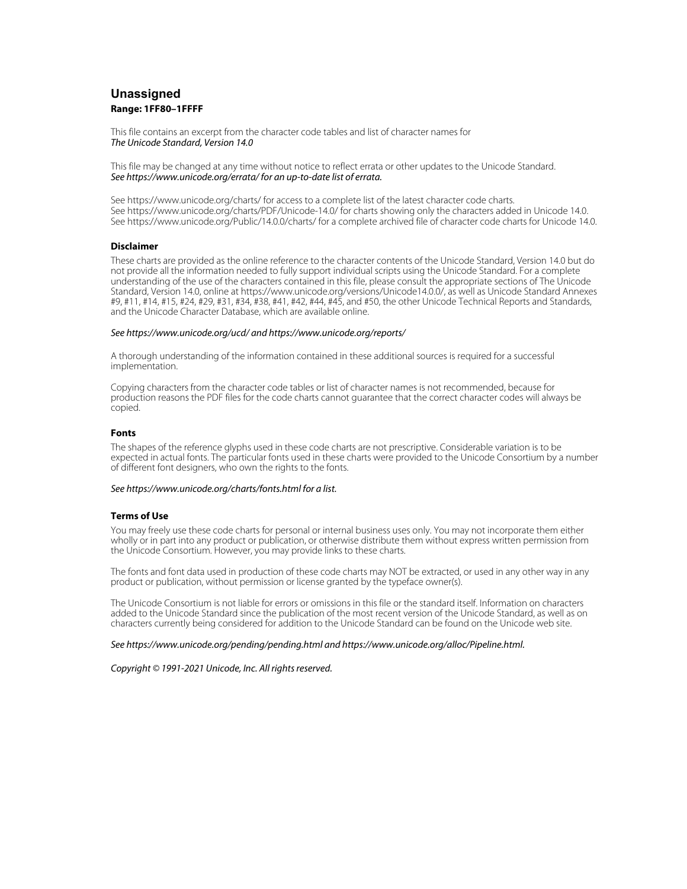# Unassigned

**Range: 1FF80–1FFFF**

This file contains an excerpt from the character code tables and list of character names for
*The Unicode Standard, Version 14.0*

This file may be changed at any time without notice to reflect errata or other updates to the Unicode Standard.
*See https://www.unicode.org/errata/ for an up-to-date list of errata.*

See https://www.unicode.org/charts/ for access to a complete list of the latest character code charts.
See https://www.unicode.org/charts/PDF/Unicode-14.0/ for charts showing only the characters added in Unicode 14.0.
See https://www.unicode.org/Public/14.0.0/charts/ for a complete archived file of character code charts for Unicode 14.0.

### Disclaimer

These charts are provided as the online reference to the character contents of the Unicode Standard, Version 14.0 but do not provide all the information needed to fully support individual scripts using the Unicode Standard. For a complete understanding of the use of the characters contained in this file, please consult the appropriate sections of The Unicode Standard, Version 14.0, online at https://www.unicode.org/versions/Unicode14.0.0/, as well as Unicode Standard Annexes #9, #11, #14, #15, #24, #29, #31, #34, #38, #41, #42, #44, #45, and #50, the other Unicode Technical Reports and Standards, and the Unicode Character Database, which are available online.

*See https://www.unicode.org/ucd/ and https://www.unicode.org/reports/*

A thorough understanding of the information contained in these additional sources is required for a successful implementation.

Copying characters from the character code tables or list of character names is not recommended, because for production reasons the PDF files for the code charts cannot guarantee that the correct character codes will always be copied.

### Fonts

The shapes of the reference glyphs used in these code charts are not prescriptive. Considerable variation is to be expected in actual fonts. The particular fonts used in these charts were provided to the Unicode Consortium by a number of different font designers, who own the rights to the fonts.

*See https://www.unicode.org/charts/fonts.html for a list.*

### Terms of Use

You may freely use these code charts for personal or internal business uses only. You may not incorporate them either wholly or in part into any product or publication, or otherwise distribute them without express written permission from the Unicode Consortium. However, you may provide links to these charts.

The fonts and font data used in production of these code charts may NOT be extracted, or used in any other way in any product or publication, without permission or license granted by the typeface owner(s).

The Unicode Consortium is not liable for errors or omissions in this file or the standard itself. Information on characters added to the Unicode Standard since the publication of the most recent version of the Unicode Standard, as well as on characters currently being considered for addition to the Unicode Standard can be found on the Unicode web site.

*See https://www.unicode.org/pending/pending.html and https://www.unicode.org/alloc/Pipeline.html.*

*Copyright © 1991-2021 Unicode, Inc. All rights reserved.*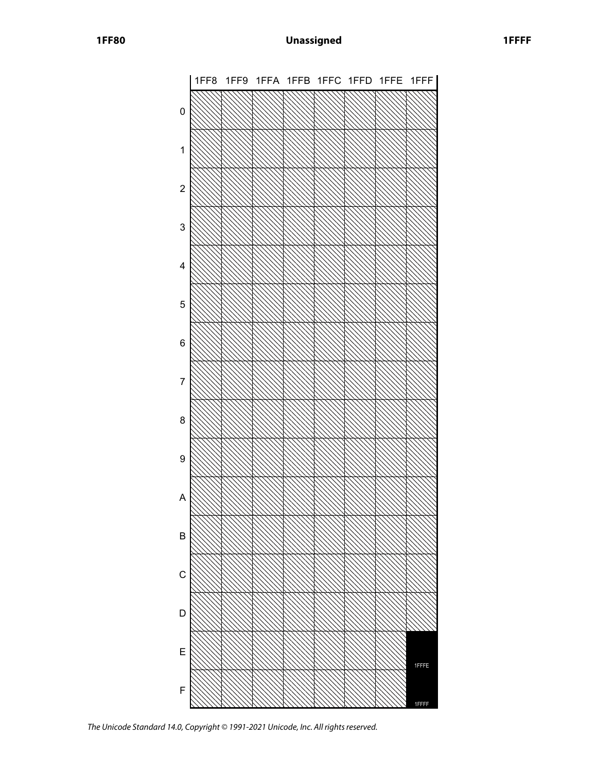| | 1FF8 | 1FF9 | 1FFA | 1FFB | 1FFC | 1FFD | 1FFE | 1FFF |
|---|---|---|---|---|---|---|---|---|
| 0 | | | | | | | | |
| 1 | | | | | | | | |
| 2 | | | | | | | | |
| 3 | | | | | | | | |
| 4 | | | | | | | | |
| 5 | | | | | | | | |
| 6 | | | | | | | | |
| 7 | | | | | | | | |
| 8 | | | | | | | | |
| 9 | | | | | | | | |
| A | | | | | | | | |
| B | | | | | | | | |
| C | | | | | | | | |
| D | | | | | | | | |
| E | | | | | | | | 1FFFE |
| F | | | | | | | | 1FFFF |

*The Unicode Standard 14.0, Copyright © 1991-2021 Unicode, Inc. All rights reserved.*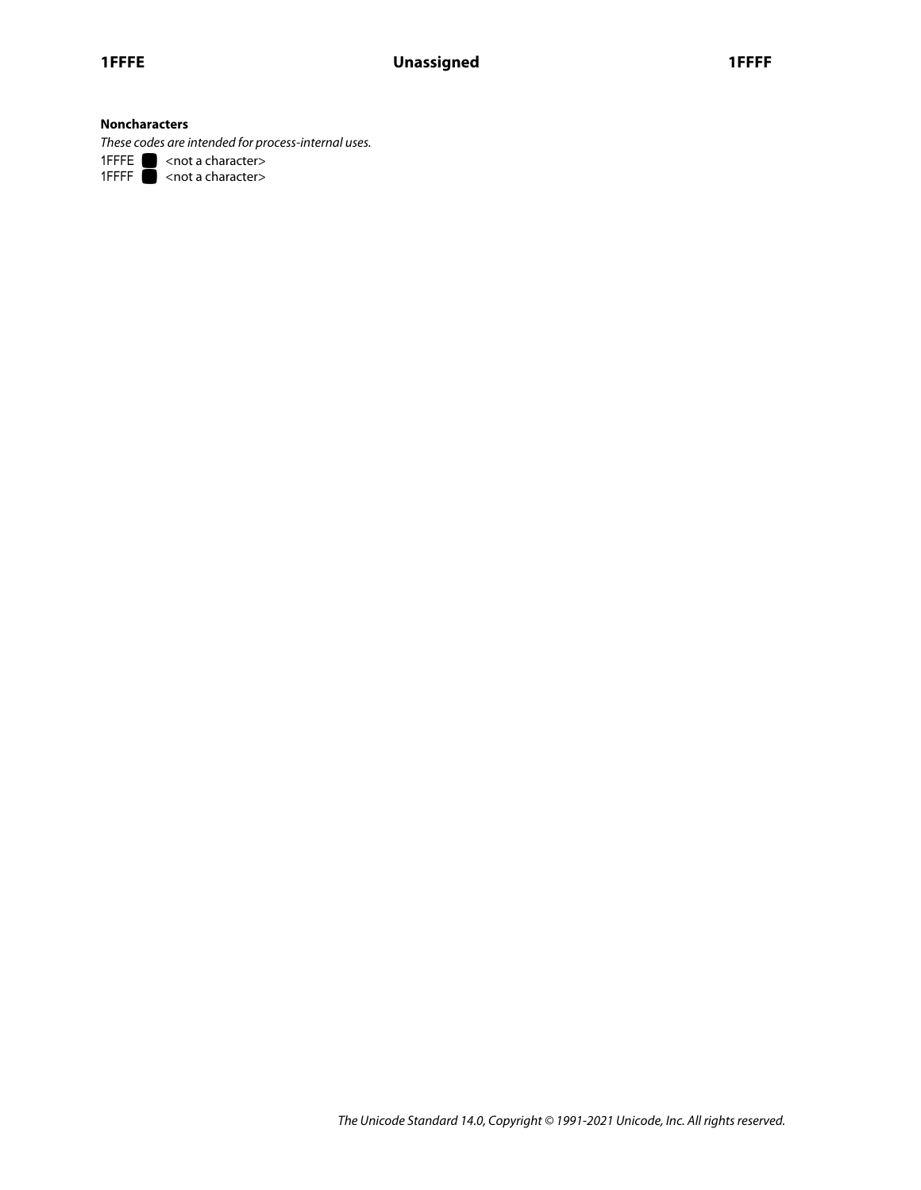**Noncharacters**

*These codes are intended for process-internal uses.*

1FFFE <not a character>
1FFFF <not a character>